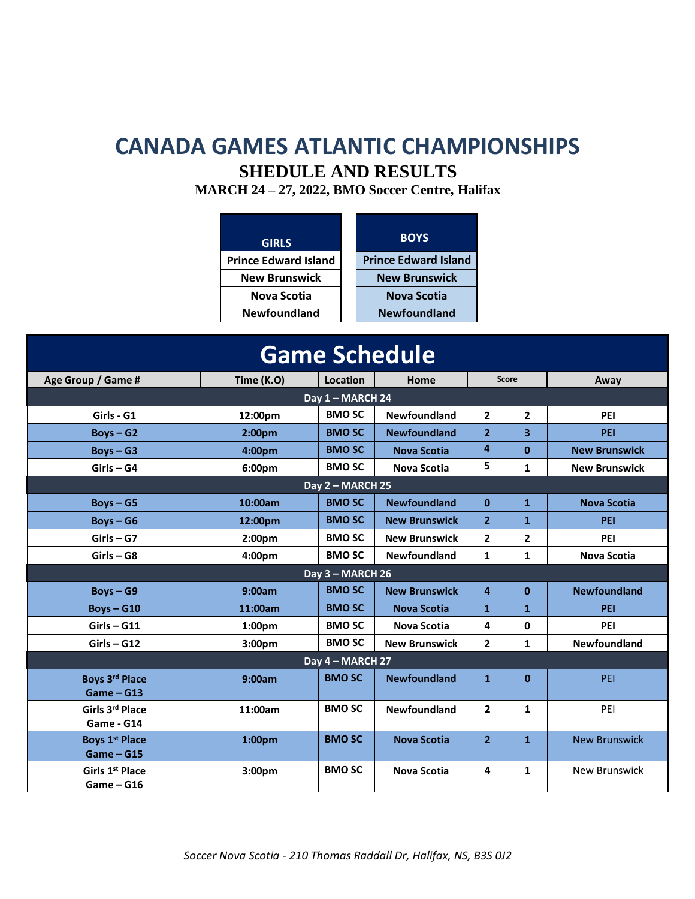# CANADA GAMES ATLANTIC CHAMPIONSHIPS

## SHEDULE AND RESULTS

**MARCH 24 – 27, 2022, BMO Soccer Centre, Halifax**

| GIRLS |
|---|
| Prince Edward Island |
| New Brunswick |
| Nova Scotia |
| Newfoundland |

| BOYS |
|---|
| Prince Edward Island |
| New Brunswick |
| Nova Scotia |
| Newfoundland |

## Game Schedule

| Age Group / Game # | Time (K.O) | Location | Home | Score | | Away |
|---|---|---|---|---|---|---|
| **Day 1 – MARCH 24** | | | | | | |
| Girls - G1 | 12:00pm | BMO SC | Newfoundland | 2 | 2 | PEI |
| Boys – G2 | 2:00pm | BMO SC | Newfoundland | 2 | 3 | PEI |
| Boys – G3 | 4:00pm | BMO SC | Nova Scotia | 4 | 0 | New Brunswick |
| Girls – G4 | 6:00pm | BMO SC | Nova Scotia | 5 | 1 | New Brunswick |
| **Day 2 – MARCH 25** | | | | | | |
| Boys – G5 | 10:00am | BMO SC | Newfoundland | 0 | 1 | Nova Scotia |
| Boys – G6 | 12:00pm | BMO SC | New Brunswick | 2 | 1 | PEI |
| Girls – G7 | 2:00pm | BMO SC | New Brunswick | 2 | 2 | PEI |
| Girls – G8 | 4:00pm | BMO SC | Newfoundland | 1 | 1 | Nova Scotia |
| **Day 3 – MARCH 26** | | | | | | |
| Boys – G9 | 9:00am | BMO SC | New Brunswick | 4 | 0 | Newfoundland |
| Boys – G10 | 11:00am | BMO SC | Nova Scotia | 1 | 1 | PEI |
| Girls – G11 | 1:00pm | BMO SC | Nova Scotia | 4 | 0 | PEI |
| Girls – G12 | 3:00pm | BMO SC | New Brunswick | 2 | 1 | Newfoundland |
| **Day 4 – MARCH 27** | | | | | | |
| Boys 3rd Place Game – G13 | 9:00am | BMO SC | Newfoundland | 1 | 0 | PEI |
| Girls 3rd Place Game - G14 | 11:00am | BMO SC | Newfoundland | 2 | 1 | PEI |
| Boys 1st Place Game – G15 | 1:00pm | BMO SC | Nova Scotia | 2 | 1 | New Brunswick |
| Girls 1st Place Game – G16 | 3:00pm | BMO SC | Nova Scotia | 4 | 1 | New Brunswick |

*Soccer Nova Scotia - 210 Thomas Raddall Dr, Halifax, NS, B3S 0J2*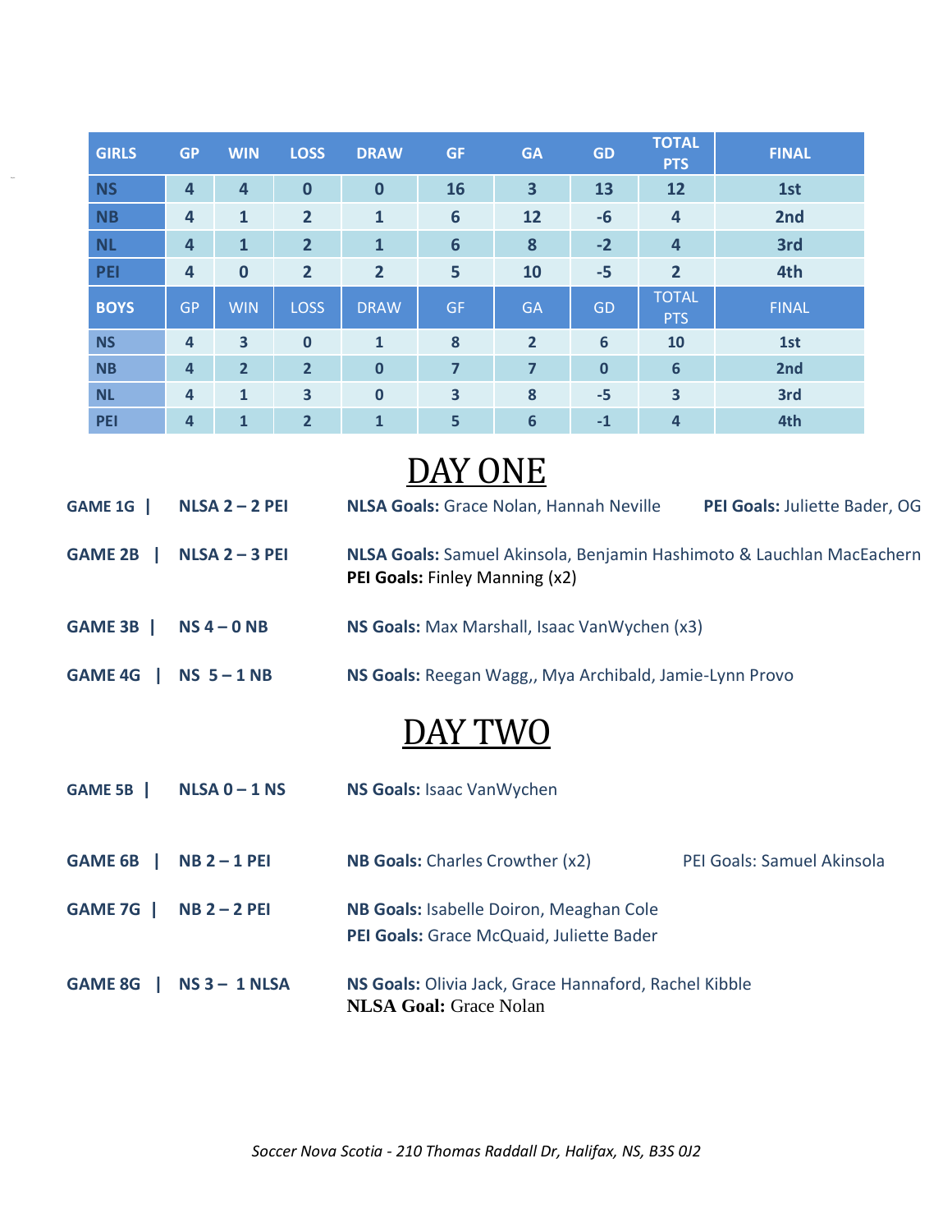| GIRLS | GP | WIN | LOSS | DRAW | GF | GA | GD | TOTAL PTS | FINAL |
|---|---|---|---|---|---|---|---|---|---|
| NS | 4 | 4 | 0 | 0 | 16 | 3 | 13 | 12 | 1st |
| NB | 4 | 1 | 2 | 1 | 6 | 12 | -6 | 4 | 2nd |
| NL | 4 | 1 | 2 | 1 | 6 | 8 | -2 | 4 | 3rd |
| PEI | 4 | 0 | 2 | 2 | 5 | 10 | -5 | 2 | 4th |
| **BOYS** | GP | WIN | LOSS | DRAW | GF | GA | GD | TOTAL PTS | FINAL |
| NS | 4 | 3 | 0 | 1 | 8 | 2 | 6 | 10 | 1st |
| NB | 4 | 2 | 2 | 0 | 7 | 7 | 0 | 6 | 2nd |
| NL | 4 | 1 | 3 | 0 | 3 | 8 | -5 | 3 | 3rd |
| PEI | 4 | 1 | 2 | 1 | 5 | 6 | -1 | 4 | 4th |

# DAY ONE

**GAME 1G | NLSA 2 – 2 PEI** — **NLSA Goals:** Grace Nolan, Hannah Neville **PEI Goals:** Juliette Bader, OG

**GAME 2B | NLSA 2 – 3 PEI** — **NLSA Goals:** Samuel Akinsola, Benjamin Hashimoto & Lauchlan MacEachern
**PEI Goals:** Finley Manning (x2)

**GAME 3B | NS 4 – 0 NB** — **NS Goals:** Max Marshall, Isaac VanWychen (x3)

**GAME 4G | NS 5 – 1 NB** — **NS Goals:** Reegan Wagg,, Mya Archibald, Jamie-Lynn Provo

# DAY TWO

**GAME 5B | NLSA 0 – 1 NS** — **NS Goals:** Isaac VanWychen

**GAME 6B | NB 2 – 1 PEI** — **NB Goals:** Charles Crowther (x2) PEI Goals: Samuel Akinsola

**GAME 7G | NB 2 – 2 PEI** — **NB Goals:** Isabelle Doiron, Meaghan Cole
**PEI Goals:** Grace McQuaid, Juliette Bader

**GAME 8G | NS 3 – 1 NLSA** — **NS Goals:** Olivia Jack, Grace Hannaford, Rachel Kibble
**NLSA Goal:** Grace Nolan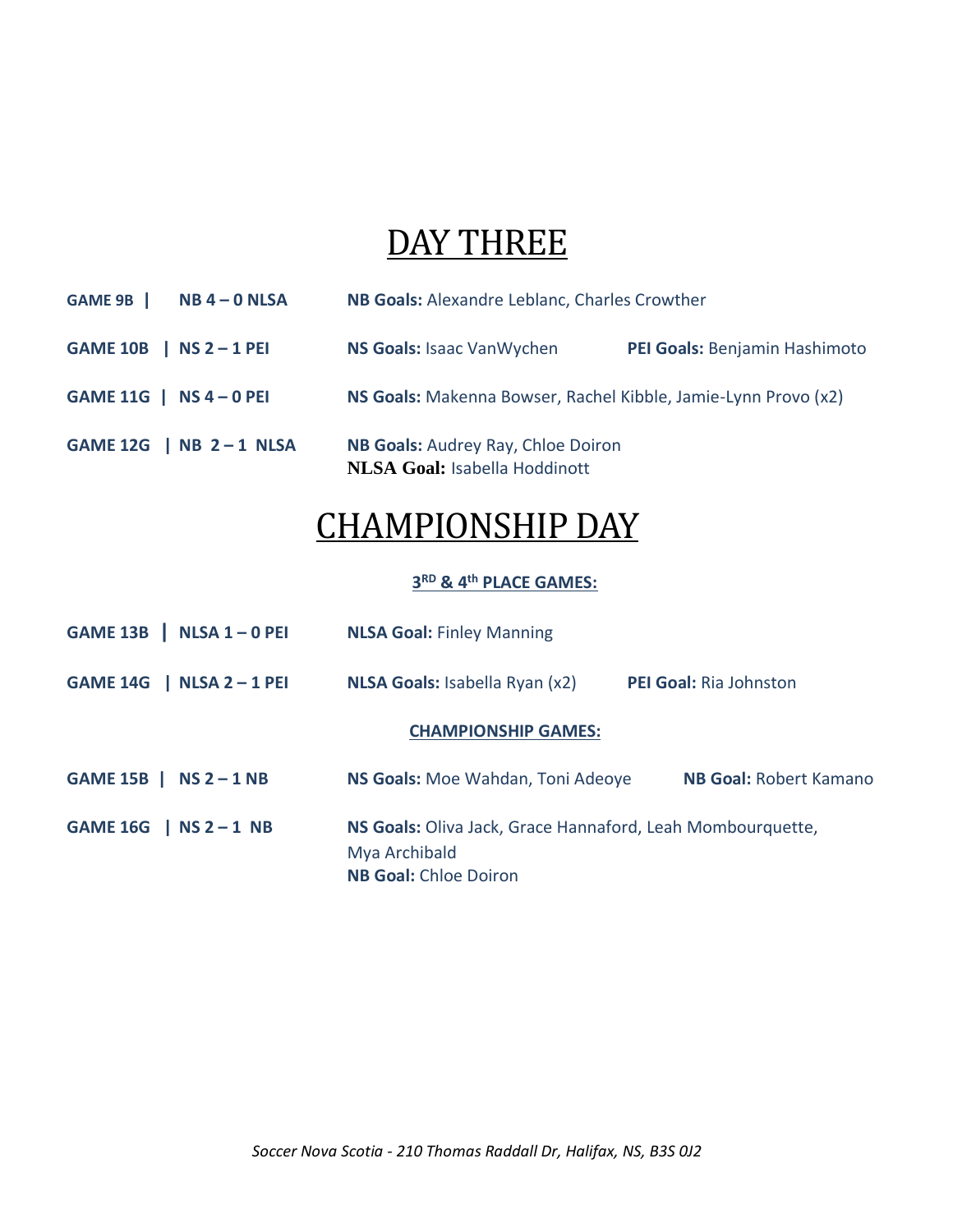# DAY THREE

**GAME 9B | NB 4 – 0 NLSA** **NB Goals:** Alexandre Leblanc, Charles Crowther

**GAME 10B | NS 2 – 1 PEI** **NS Goals:** Isaac VanWychen **PEI Goals:** Benjamin Hashimoto

**GAME 11G | NS 4 – 0 PEI** **NS Goals:** Makenna Bowser, Rachel Kibble, Jamie-Lynn Provo (x2)

**GAME 12G | NB 2 – 1 NLSA** **NB Goals:** Audrey Ray, Chloe Doiron
**NLSA Goal:** Isabella Hoddinott

# CHAMPIONSHIP DAY

**3RD & 4th PLACE GAMES:**

**GAME 13B | NLSA 1 – 0 PEI** **NLSA Goal:** Finley Manning

**GAME 14G | NLSA 2 – 1 PEI** **NLSA Goals:** Isabella Ryan (x2) **PEI Goal:** Ria Johnston

**CHAMPIONSHIP GAMES:**

**GAME 15B | NS 2 – 1 NB** **NS Goals:** Moe Wahdan, Toni Adeoye **NB Goal:** Robert Kamano

**GAME 16G | NS 2 – 1 NB** **NS Goals:** Oliva Jack, Grace Hannaford, Leah Mombourquette, Mya Archibald
**NB Goal:** Chloe Doiron

*Soccer Nova Scotia - 210 Thomas Raddall Dr, Halifax, NS, B3S 0J2*